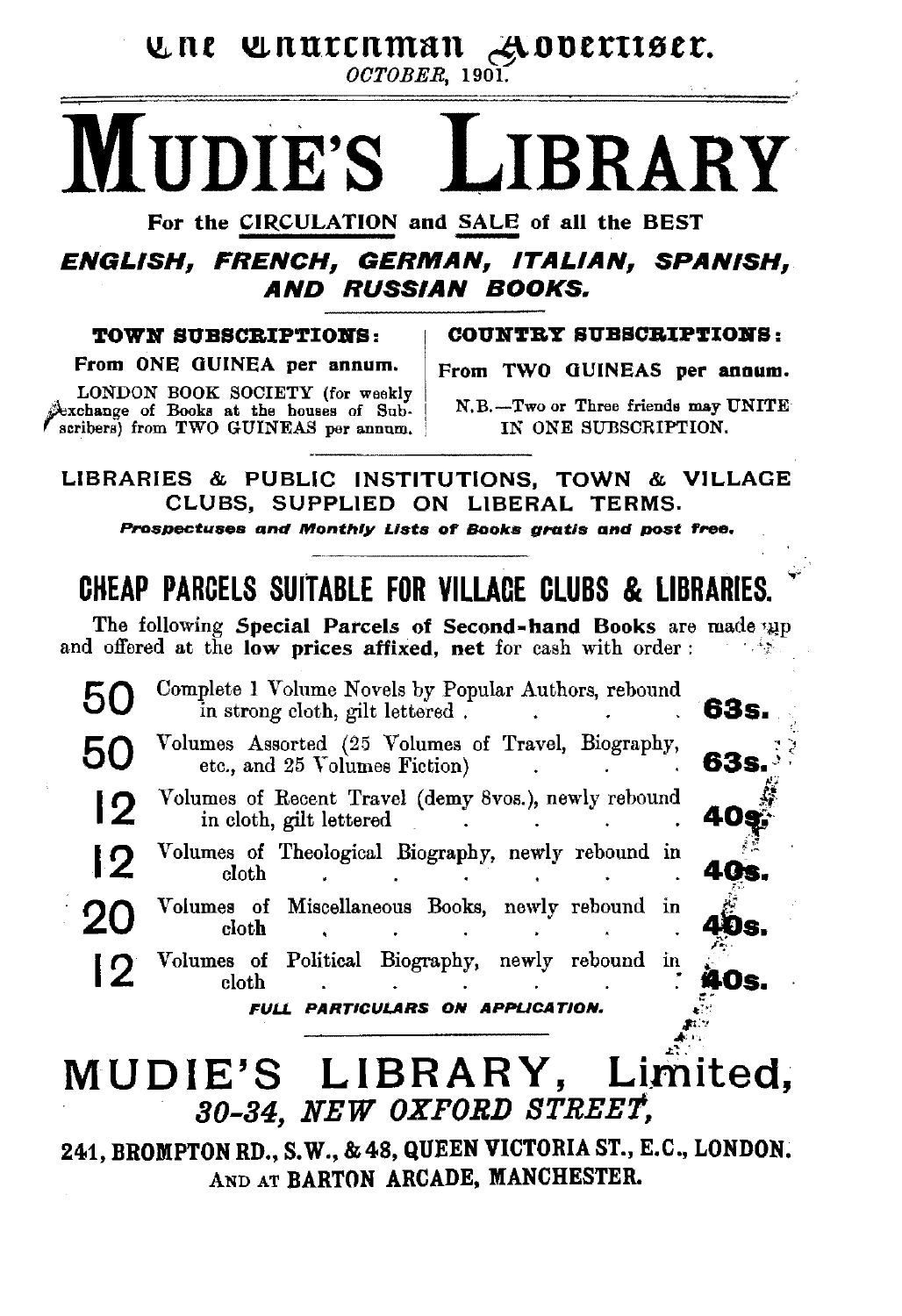The Churchman Advertiser.

*OCTOBER, 1901.*

# MUDIE'S LIBRARY

**For the CIRCULATION and SALE of all the BEST**

***ENGLISH, FRENCH, GERMAN, ITALIAN, SPANISH, AND RUSSIAN BOOKS.***

**TOWN SUBSCRIPTIONS:**

**From ONE GUINEA per annum.**

LONDON BOOK SOCIETY (for weekly exchange of Books at the houses of Subscribers) from TWO GUINEAS per annum.

**COUNTRY SUBSCRIPTIONS:**

**From TWO GUINEAS per annum.**

N.B.—Two or Three friends may UNITE IN ONE SUBSCRIPTION.

**LIBRARIES & PUBLIC INSTITUTIONS, TOWN & VILLAGE CLUBS, SUPPLIED ON LIBERAL TERMS.**

***Prospectuses and Monthly Lists of Books gratis and post free.***

## CHEAP PARCELS SUITABLE FOR VILLAGE CLUBS & LIBRARIES.

The following **Special Parcels of Second-hand Books** are made up and offered at the **low prices affixed, net** for cash with order:

| | | |
|---|---|---|
| **50** | Complete 1 Volume Novels by Popular Authors, rebound in strong cloth, gilt lettered | **63s.** |
| **50** | Volumes Assorted (25 Volumes of Travel, Biography, etc., and 25 Volumes Fiction) | **63s.** |
| **12** | Volumes of Recent Travel (demy 8vos.), newly rebound in cloth, gilt lettered | **40s.** |
| **12** | Volumes of Theological Biography, newly rebound in cloth | **40s.** |
| **20** | Volumes of Miscellaneous Books, newly rebound in cloth | **40s.** |
| **12** | Volumes of Political Biography, newly rebound in cloth | **40s.** |

***FULL PARTICULARS ON APPLICATION.***

## MUDIE'S LIBRARY, Limited,

***30-34, NEW OXFORD STREET,***

**241, BROMPTON RD., S.W., & 48, QUEEN VICTORIA ST., E.C., LONDON.**

**AND AT BARTON ARCADE, MANCHESTER.**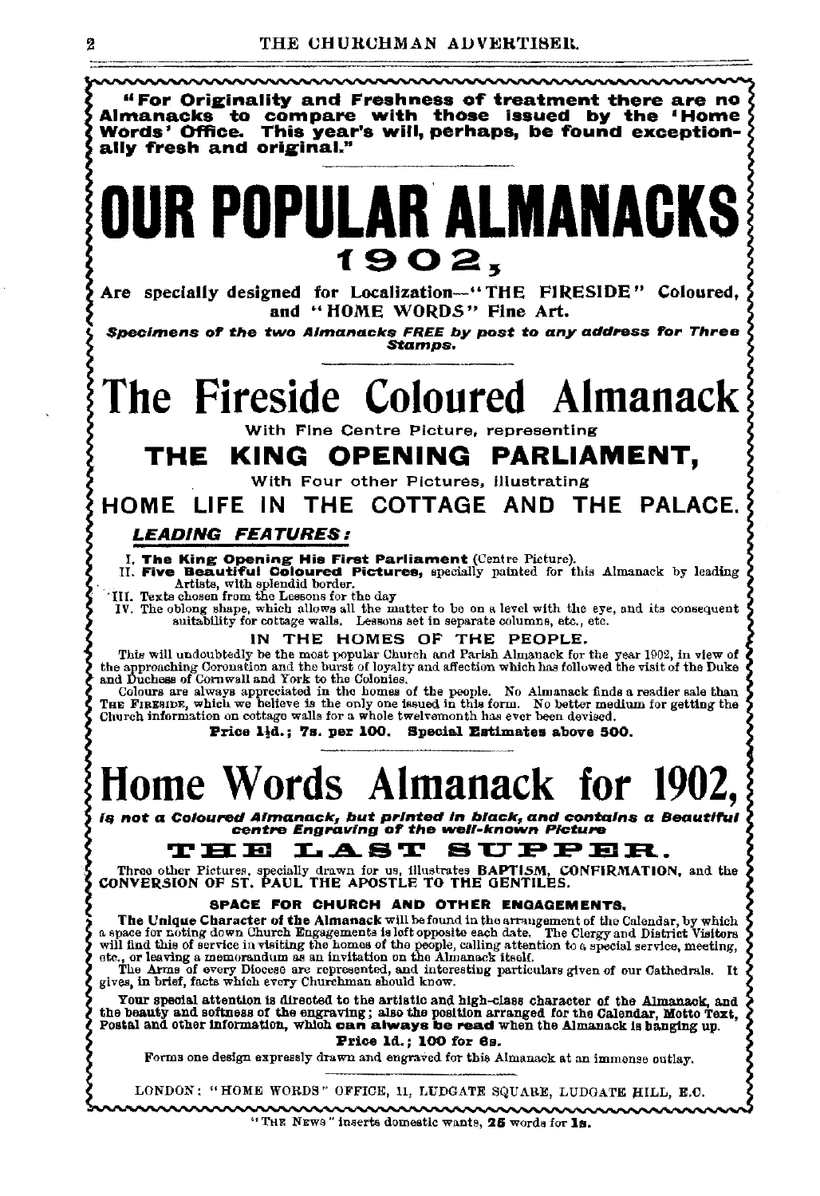**"For Originality and Freshness of treatment there are no Almanacks to compare with those issued by the 'Home Words' Office. This year's will, perhaps, be found exceptionally fresh and original."**

# OUR POPULAR ALMANACKS

## 1902,

**Are specially designed for Localization—"THE FIRESIDE" Coloured, and "HOME WORDS" Fine Art.**

***Specimens of the two Almanacks FREE by post to any address for Three Stamps.***

# The Fireside Coloured Almanack

With Fine Centre Picture, representing

## THE KING OPENING PARLIAMENT,

With Four other Pictures, illustrating

## HOME LIFE IN THE COTTAGE AND THE PALACE.

***LEADING FEATURES:***

I. **The King Opening His First Parliament** (Centre Picture).
II. **Five Beautiful Coloured Pictures,** specially painted for this Almanack by leading Artists, with splendid border.
III. Texts chosen from the Lessons for the day
IV. The oblong shape, which allows all the matter to be on a level with the eye, and its consequent suitability for cottage walls. Lessons set in separate columns, etc., etc.

### IN THE HOMES OF THE PEOPLE.

This will undoubtedly be the most popular Church and Parish Almanack for the year 1902, in view of the approaching Coronation and the burst of loyalty and affection which has followed the visit of the Duke and Duchess of Cornwall and York to the Colonies.

Colours are always appreciated in the homes of the people. No Almanack finds a readier sale than THE FIRESIDE, which we believe is the only one issued in this form. No better medium for getting the Church information on cottage walls for a whole twelvemonth has ever been devised.

**Price 1½d.; 7s. per 100. Special Estimates above 500.**

# Home Words Almanack for 1902,

***is not a Coloured Almanack, but printed in black, and contains a Beautiful centre Engraving of the well-known Picture***

## THE LAST SUPPER.

Three other Pictures, specially drawn for us, illustrates **BAPTISM, CONFIRMATION,** and the **CONVERSION OF ST. PAUL THE APOSTLE TO THE GENTILES.**

### SPACE FOR CHURCH AND OTHER ENGAGEMENTS.

**The Unique Character of the Almanack** will be found in the arrangement of the Calendar, by which a space for noting down Church Engagements is left opposite each date. The Clergy and District Visitors will find this of service in visiting the homes of the people, calling attention to a special service, meeting, etc., or leaving a memorandum as an invitation on the Almanack itself.

The Arms of every Diocese are represented, and interesting particulars given of our Cathedrals. It gives, in brief, facts which every Churchman should know.

**Your special attention is directed to the artistic and high-class character of the Almanack, and the beauty and softness of the engraving; also the position arranged for the Calendar, Motto Text, Postal and other information, which can always be read when the Almanack is hanging up.**

**Price 1d.; 100 for 6s.**

Forms one design expressly drawn and engraved for this Almanack at an immense outlay.

LONDON: "HOME WORDS" OFFICE, 11, LUDGATE SQUARE, LUDGATE HILL, E.C.

"THE NEWS" inserts domestic wants, **25** words for **1s.**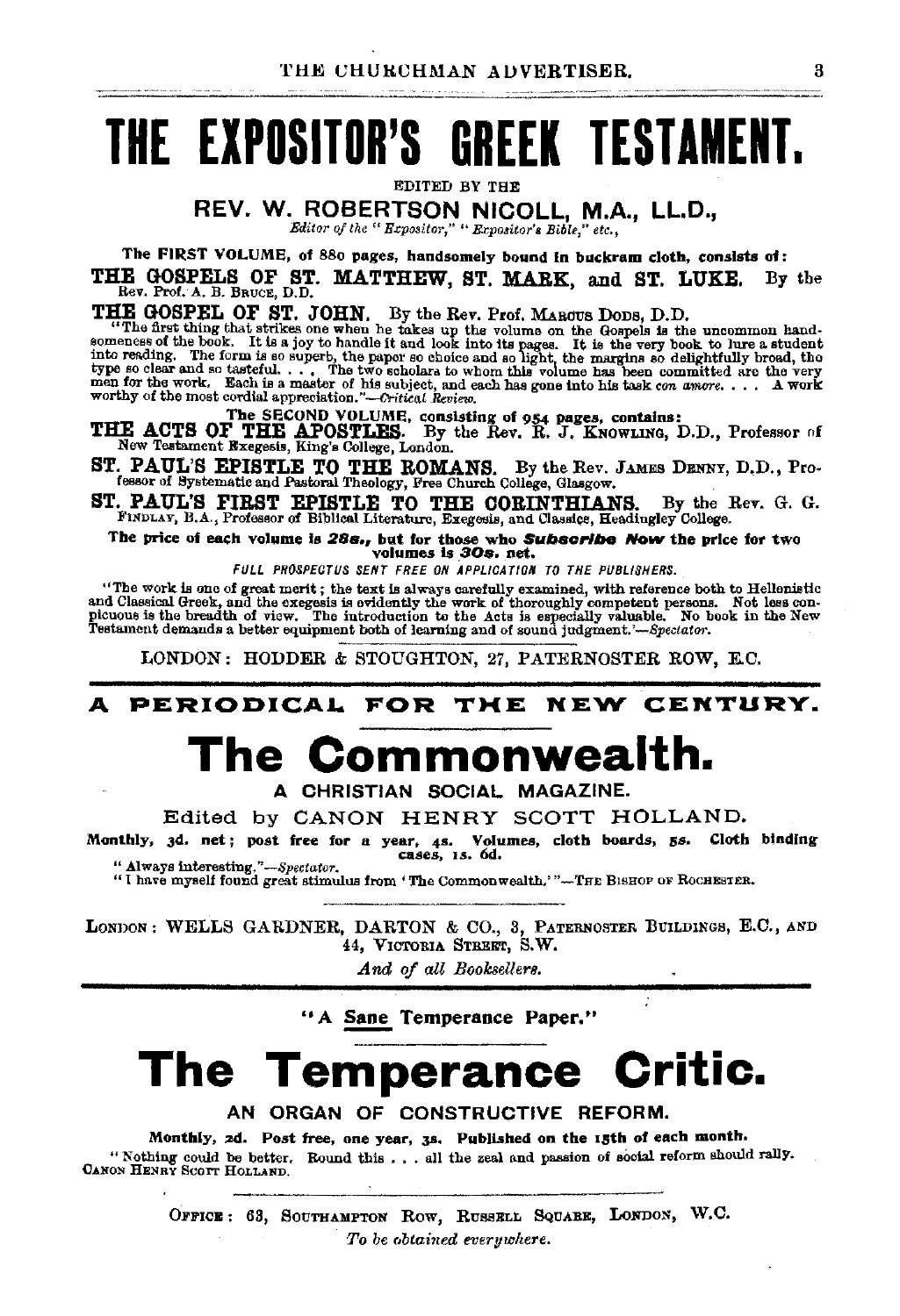# THE EXPOSITOR'S GREEK TESTAMENT.

EDITED BY THE

## REV. W. ROBERTSON NICOLL, M.A., LL.D.,

*Editor of the "Expositor," "Expositor's Bible," etc.,*

**The FIRST VOLUME, of 880 pages, handsomely bound in buckram cloth, consists of:**

**THE GOSPELS OF ST. MATTHEW, ST. MARK, and ST. LUKE.** By the Rev. Prof. A. B. BRUCE, D.D.

**THE GOSPEL OF ST. JOHN.** By the Rev. Prof. MARCUS DODS, D.D.

"The first thing that strikes one when he takes up the volume on the Gospels is the uncommon handsomeness of the book. It is a joy to handle it and look into its pages. It is the very book to lure a student into reading. The form is so superb, the paper so choice and so light, the margins so delightfully broad, the type so clear and so tasteful. . . . The two scholars to whom this volume has been committed are the very men for the work. Each is a master of his subject, and each has gone into his task *con amore*. . . . A work worthy of the most cordial appreciation."—*Critical Review.*

**The SECOND VOLUME, consisting of 954 pages, contains:**

**THE ACTS OF THE APOSTLES.** By the Rev. R. J. KNOWLING, D.D., Professor of New Testament Exegesis, King's College, London.

**ST. PAUL'S EPISTLE TO THE ROMANS.** By the Rev. JAMES DENNY, D.D., Professor of Systematic and Pastoral Theology, Free Church College, Glasgow.

**ST. PAUL'S FIRST EPISTLE TO THE CORINTHIANS.** By the Rev. G. G. FINDLAY, B.A., Professor of Biblical Literature, Exegesis, and Classics, Headingley College.

**The price of each volume is 28s., but for those who *Subscribe Now* the price for two volumes is 30s. net.**

*FULL PROSPECTUS SENT FREE ON APPLICATION TO THE PUBLISHERS.*

"The work is one of great merit; the text is always carefully examined, with reference both to Hellenistic and Classical Greek, and the exegesis is evidently the work of thoroughly competent persons. Not less conspicuous is the breadth of view. The introduction to the Acts is especially valuable. No book in the New Testament demands a better equipment both of learning and of sound judgment.'—*Spectator.*

LONDON: HODDER & STOUGHTON, 27, PATERNOSTER ROW, E.C.

---

## A PERIODICAL FOR THE NEW CENTURY.

# The Commonwealth.

### A CHRISTIAN SOCIAL MAGAZINE.

Edited by CANON HENRY SCOTT HOLLAND.

**Monthly, 3d. net; post free for a year, 4s. Volumes, cloth boards, 5s. Cloth binding cases, 1s. 6d.**

"Always interesting."—*Spectator.*

"I have myself found great stimulus from 'The Commonwealth.'"—THE BISHOP OF ROCHESTER.

LONDON: WELLS GARDNER, DARTON & CO., 3, PATERNOSTER BUILDINGS, E.C., AND 44, VICTORIA STREET, S.W.

*And of all Booksellers.*

---

"A Sane Temperance Paper."

# The Temperance Critic.

### AN ORGAN OF CONSTRUCTIVE REFORM.

**Monthly, 2d. Post free, one year, 3s. Published on the 15th of each month.**

"Nothing could be better. Round this . . . all the zeal and passion of social reform should rally. CANON HENRY SCOTT HOLLAND.

OFFICE: 63, SOUTHAMPTON ROW, RUSSELL SQUARE, LONDON, W.C.

*To be obtained everywhere.*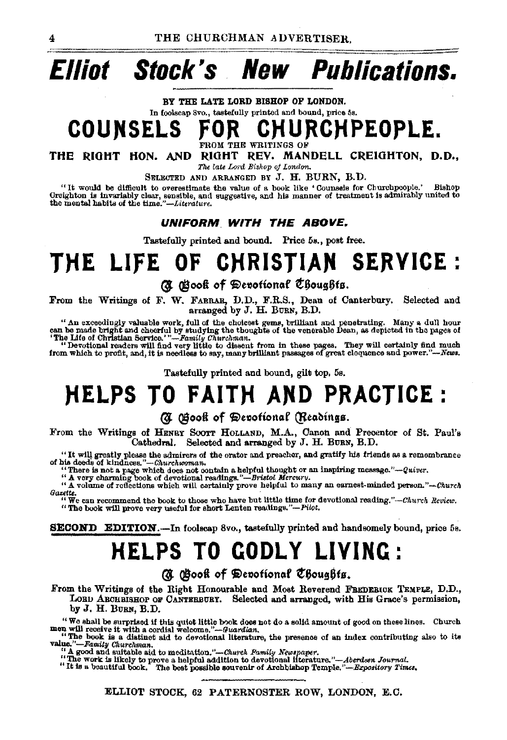# Elliot Stock's New Publications.

BY THE LATE LORD BISHOP OF LONDON.

In foolscap 8vo., tastefully printed and bound, price 5s.

## COUNSELS FOR CHURCHPEOPLE.

FROM THE WRITINGS OF

**THE RIGHT HON. AND RIGHT REV. MANDELL CREIGHTON, D.D.,**

*The late Lord Bishop of London.*

SELECTED AND ARRANGED BY J. H. BURN, B.D.

"It would be difficult to overestimate the value of a book like 'Counsels for Churchpeople.' Bishop Creighton is invariably clear, sensible, and suggestive, and his manner of treatment is admirably united to the mental habits of the time."—*Literature.*

***UNIFORM WITH THE ABOVE.***

Tastefully printed and bound. Price 5s., post free.

## THE LIFE OF CHRISTIAN SERVICE:

### A Book of Devotional Thoughts.

From the Writings of F. W. FARRAR, D.D., F.R.S., Dean of Canterbury. Selected and arranged by J. H. BURN, B.D.

"An exceedingly valuable work, full of the choicest gems, brilliant and penetrating. Many a dull hour can be made bright and cheerful by studying the thoughts of the venerable Dean, as depicted in the pages of 'The Life of Christian Service.'"—*Family Churchman.*

"Devotional readers will find very little to dissent from in these pages. They will certainly find much from which to profit, and, it is needless to say, many brilliant passages of great eloquence and power."—*News.*

Tastefully printed and bound, gilt top, 5s.

## HELPS TO FAITH AND PRACTICE:

### A Book of Devotional Readings.

From the Writings of HENRY SCOTT HOLLAND, M.A., Canon and Precentor of St. Paul's Cathedral. Selected and arranged by J. H. BURN, B.D.

"It will greatly please the admirers of the orator and preacher, and gratify his friends as a remembrance of his deeds of kindness."—*Churchwoman.*

"There is not a page which does not contain a helpful thought or an inspiring message."—*Quiver.*

"A very charming book of devotional readings."—*Bristol Mercury.*

"A volume of reflections which will certainly prove helpful to many an earnest-minded person."—*Church Gazette.*

"We can recommend the book to those who have but little time for devotional reading."—*Church Review.*

"The book will prove very useful for short Lenten readings."—*Pilot.*

**SECOND EDITION.**—In foolscap 8vo., tastefully printed and handsomely bound, price 5s.

## HELPS TO GODLY LIVING:

### A Book of Devotional Thoughts.

From the Writings of the Right Honourable and Most Reverend FREDERICK TEMPLE, D.D., LORD ARCHBISHOP OF CANTERBURY. Selected and arranged, with His Grace's permission, by J. H. BURN, B.D.

"We shall be surprised if this quiet little book does not do a solid amount of good on these lines. Church men will receive it with a cordial welcome."—*Guardian.*

"The book is a distinct aid to devotional literature, the presence of an index contributing also to its value."—*Family Churchman.*

"A good and suitable aid to meditation."—*Church Family Newspaper.*

"The work is likely to prove a helpful addition to devotional literature."—*Aberdeen Journal.*

"It is a beautiful book. The best possible souvenir of Archbishop Temple."—*Expository Times.*

ELLIOT STOCK, 62 PATERNOSTER ROW, LONDON, E.C.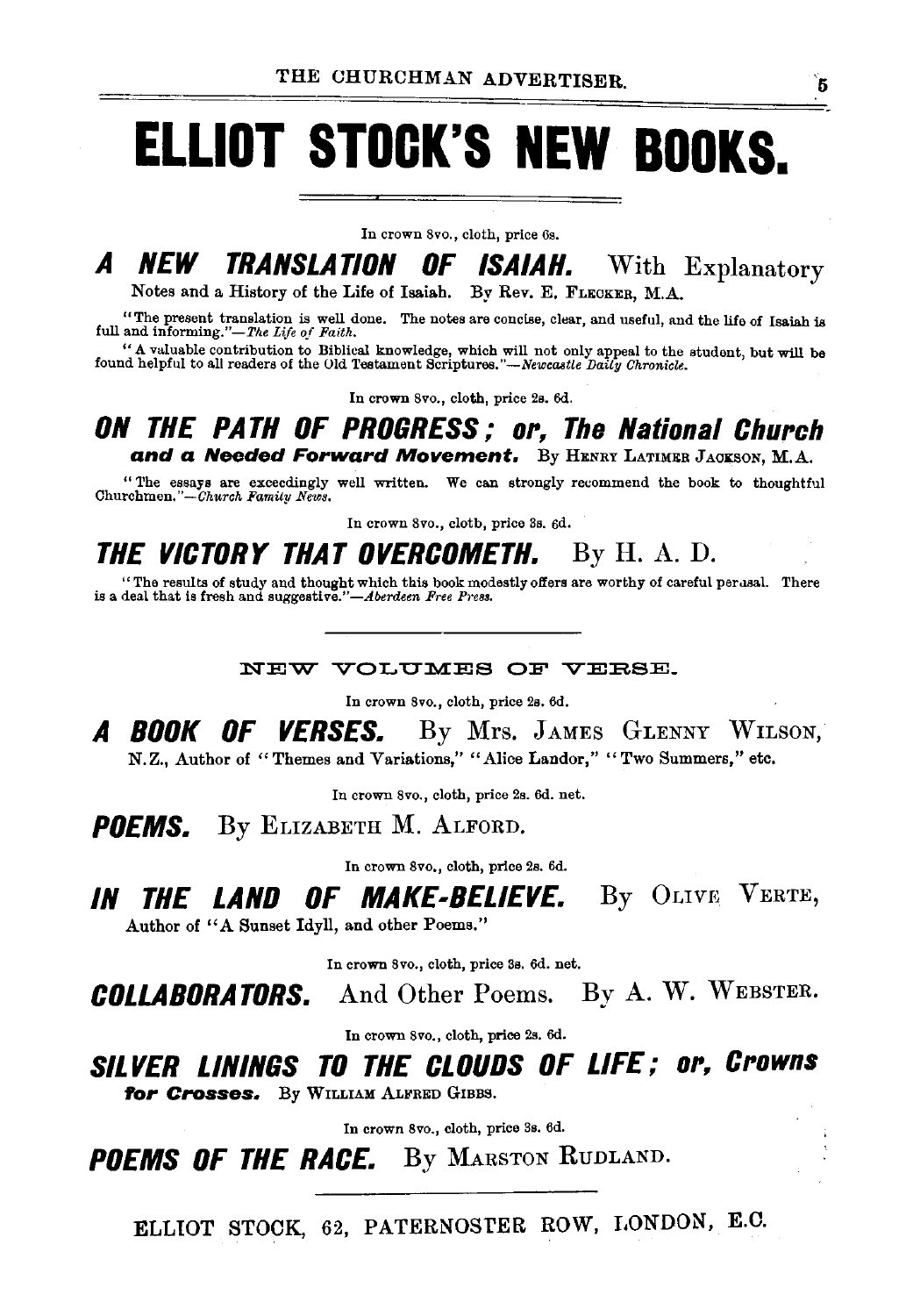# ELLIOT STOCK'S NEW BOOKS.

In crown 8vo., cloth, price 6s.

## *A NEW TRANSLATION OF ISAIAH.* With Explanatory Notes and a History of the Life of Isaiah. By Rev. E. Flecker, M.A.

"The present translation is well done. The notes are concise, clear, and useful, and the life of Isaiah is full and informing."—*The Life of Faith.*

"A valuable contribution to Biblical knowledge, which will not only appeal to the student, but will be found helpful to all readers of the Old Testament Scriptures."—*Newcastle Daily Chronicle.*

In crown 8vo., cloth, price 2s. 6d.

## *ON THE PATH OF PROGRESS; or, The National Church and a Needed Forward Movement.* By Henry Latimer Jackson, M.A.

"The essays are exceedingly well written. We can strongly recommend the book to thoughtful Churchmen."—*Church Family News.*

In crown 8vo., cloth, price 3s. 6d.

## *THE VICTORY THAT OVERCOMETH.* By H. A. D.

"The results of study and thought which this book modestly offers are worthy of careful perusal. There is a deal that is fresh and suggestive."—*Aberdeen Free Press.*

---

### NEW VOLUMES OF VERSE.

In crown 8vo., cloth, price 2s. 6d.

## *A BOOK OF VERSES.* By Mrs. James Glenny Wilson, N.Z., Author of "Themes and Variations," "Alice Landor," "Two Summers," etc.

In crown 8vo., cloth, price 2s. 6d. net.

## *POEMS.* By Elizabeth M. Alford.

In crown 8vo., cloth, price 2s. 6d.

## *IN THE LAND OF MAKE-BELIEVE.* By Olive Verte, Author of "A Sunset Idyll, and other Poems."

In crown 8vo., cloth, price 3s. 6d. net.

## *COLLABORATORS.* And Other Poems. By A. W. Webster.

In crown 8vo., cloth, price 2s. 6d.

## *SILVER LININGS TO THE CLOUDS OF LIFE; or, Crowns for Crosses.* By William Alfred Gibbs.

In crown 8vo., cloth, price 3s. 6d.

## *POEMS OF THE RACE.* By Marston Rudland.

---

ELLIOT STOCK, 62, PATERNOSTER ROW, LONDON, E.C.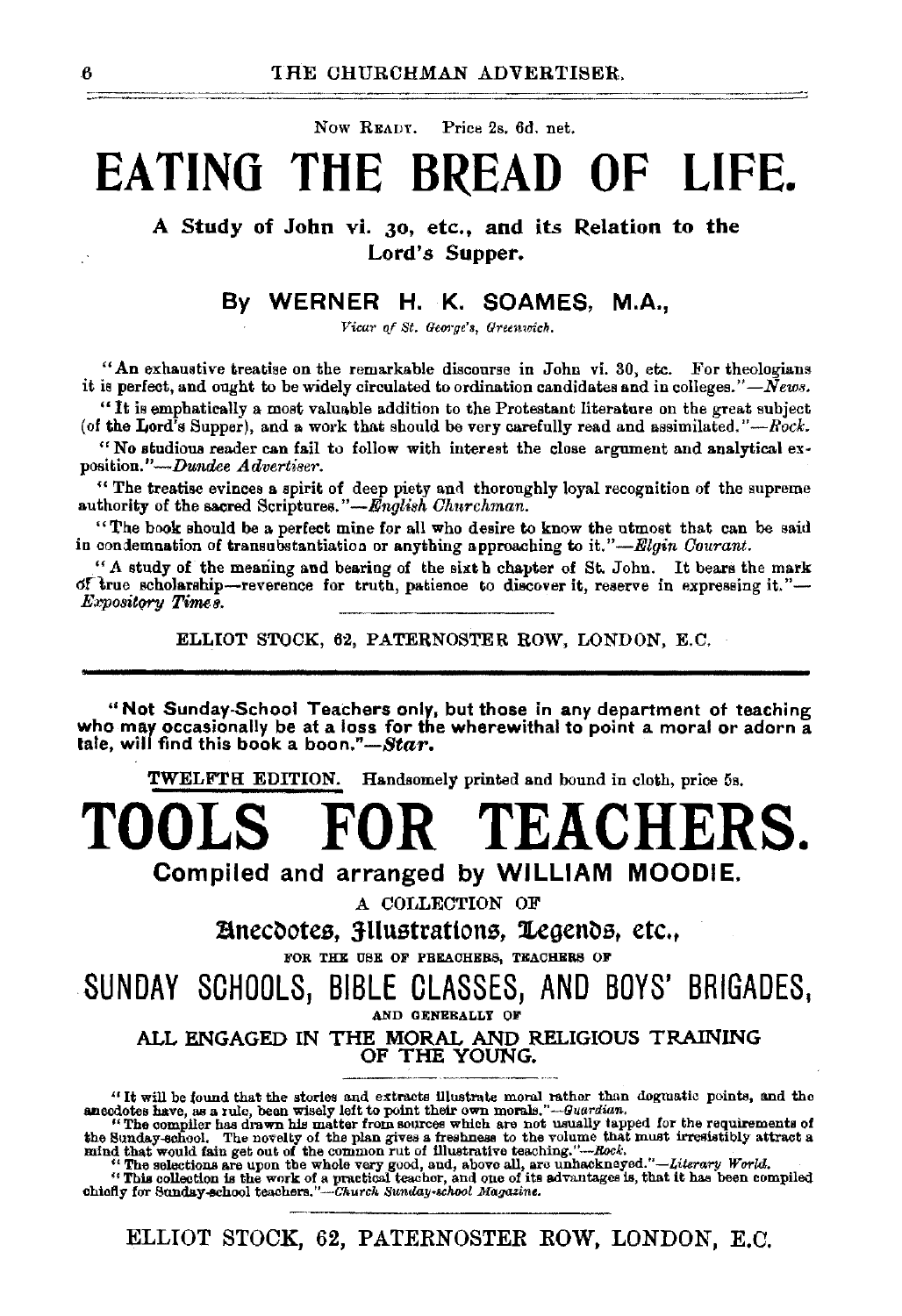Now Ready. Price 2s. 6d. net.

# EATING THE BREAD OF LIFE.

### A Study of John vi. 30, etc., and its Relation to the Lord's Supper.

### By WERNER H. K. SOAMES, M.A.,

*Vicar of St. George's, Greenwich.*

"An exhaustive treatise on the remarkable discourse in John vi. 30, etc. For theologians it is perfect, and ought to be widely circulated to ordination candidates and in colleges."—*News.*

"It is emphatically a most valuable addition to the Protestant literature on the great subject (of the Lord's Supper), and a work that should be very carefully read and assimilated."—*Rock.*

"No studious reader can fail to follow with interest the close argument and analytical exposition."—*Dundee Advertiser.*

"The treatise evinces a spirit of deep piety and thoroughly loyal recognition of the supreme authority of the sacred Scriptures."—*English Churchman.*

"The book should be a perfect mine for all who desire to know the utmost that can be said in condemnation of transubstantiation or anything approaching to it."—*Elgin Courant.*

"A study of the meaning and bearing of the sixth chapter of St. John. It bears the mark of true scholarship—reverence for truth, patience to discover it, reserve in expressing it."—*Expository Times.*

ELLIOT STOCK, 62, PATERNOSTER ROW, LONDON, E.C.

---

**"Not Sunday-School Teachers only, but those in any department of teaching who may occasionally be at a loss for the wherewithal to point a moral or adorn a tale, will find this book a boon."—*Star.***

TWELFTH EDITION. Handsomely printed and bound in cloth, price 5s.

# TOOLS FOR TEACHERS.

### Compiled and arranged by WILLIAM MOODIE.

A COLLECTION OF

**Anecdotes, Illustrations, Legends, etc.,**

FOR THE USE OF PREACHERS, TEACHERS OF

## SUNDAY SCHOOLS, BIBLE CLASSES, AND BOYS' BRIGADES,

AND GENERALLY OF

ALL ENGAGED IN THE MORAL AND RELIGIOUS TRAINING OF THE YOUNG.

"It will be found that the stories and extracts illustrate moral rather than dogmatic points, and the anecdotes have, as a rule, been wisely left to point their own morals."—*Guardian.*

"The compiler has drawn his matter from sources which are not usually tapped for the requirements of the Sunday-school. The novelty of the plan gives a freshness to the volume that must irresistibly attract a mind that would fain get out of the common rut of illustrative teaching."—*Rock.*

"The selections are upon the whole very good, and, above all, are unhackneyed."—*Literary World.*

"This collection is the work of a practical teacher, and one of its advantages is, that it has been compiled chiefly for Sunday-school teachers."—*Church Sunday-school Magazine.*

ELLIOT STOCK, 62, PATERNOSTER ROW, LONDON, E.C.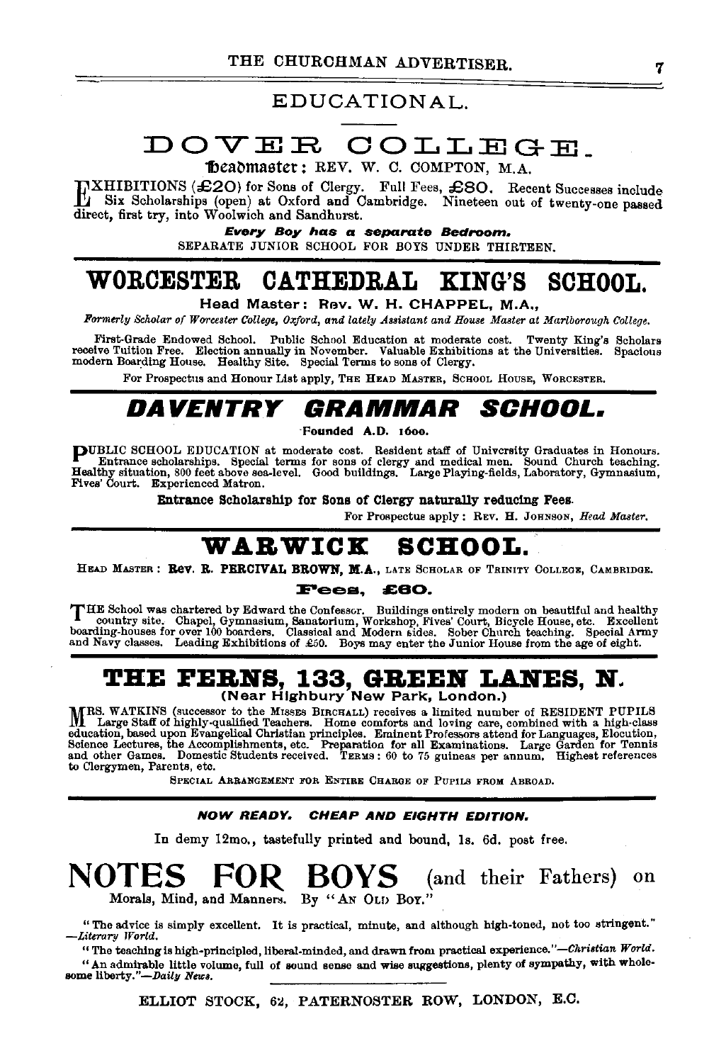# EDUCATIONAL.

## DOVER COLLEGE.

**Headmaster:** REV. W. C. COMPTON, M.A.

EXHIBITIONS (£20) for Sons of Clergy. Full Fees, £80. Recent Successes include Six Scholarships (open) at Oxford and Cambridge. Nineteen out of twenty-one passed direct, first try, into Woolwich and Sandhurst.

***Every Boy has a separate Bedroom.***

SEPARATE JUNIOR SCHOOL FOR BOYS UNDER THIRTEEN.

## WORCESTER CATHEDRAL KING'S SCHOOL.

**Head Master: Rev. W. H. CHAPPEL, M.A.,**

*Formerly Scholar of Worcester College, Oxford, and lately Assistant and House Master at Marlborough College.*

First-Grade Endowed School. Public School Education at moderate cost. Twenty King's Scholars receive Tuition Free. Election annually in November. Valuable Exhibitions at the Universities. Spacious modern Boarding House. Healthy Site. Special Terms to sons of Clergy.

For Prospectus and Honour List apply, THE HEAD MASTER, SCHOOL HOUSE, WORCESTER.

## *DAVENTRY GRAMMAR SCHOOL.*

**Founded A.D. 1600.**

PUBLIC SCHOOL EDUCATION at moderate cost. Resident staff of University Graduates in Honours. Entrance scholarships. Special terms for sons of clergy and medical men. Sound Church teaching. Healthy situation, 800 feet above sea-level. Good buildings. Large Playing-fields, Laboratory, Gymnasium, Fives' Court. Experienced Matron.

**Entrance Scholarship for Sons of Clergy naturally reducing Fees.**

For Prospectus apply: REV. H. JOHNSON, *Head Master.*

## WARWICK SCHOOL.

HEAD MASTER: **Rev. R. PERCIVAL BROWN, M.A.,** LATE SCHOLAR OF TRINITY COLLEGE, CAMBRIDGE.

**Fees, £60.**

THE School was chartered by Edward the Confessor. Buildings entirely modern on beautiful and healthy country site. Chapel, Gymnasium, Sanatorium, Workshop, Fives' Court, Bicycle House, etc. Excellent boarding-houses for over 100 boarders. Classical and Modern sides. Sober Church teaching. Special Army and Navy classes. Leading Exhibitions of £50. Boys may enter the Junior House from the age of eight.

## THE FERNS, 133, GREEN LANES, N.

**(Near Highbury New Park, London.)**

MRS. WATKINS (successor to the MISSES BIRCHALL) receives a limited number of RESIDENT PUPILS Large Staff of highly-qualified Teachers. Home comforts and loving care, combined with a high-class education, based upon Evangelical Christian principles. Eminent Professors attend for Languages, Elocution, Science Lectures, the Accomplishments, etc. Preparation for all Examinations. Large Garden for Tennis and other Games. Domestic Students received. TERMS: 60 to 75 guineas per annum. Highest references to Clergymen, Parents, etc.

SPECIAL ARRANGEMENT FOR ENTIRE CHARGE OF PUPILS FROM ABROAD.

***NOW READY. CHEAP AND EIGHTH EDITION.***

In demy 12mo., tastefully printed and bound, 1s. 6d. post free.

## NOTES FOR BOYS (and their Fathers) on

Morals, Mind, and Manners. By "AN OLD BOY."

"The advice is simply excellent. It is practical, minute, and although high-toned, not too stringent." —*Literary World.*

"The teaching is high-principled, liberal-minded, and drawn from practical experience."—*Christian World.*

"An admirable little volume, full of sound sense and wise suggestions, plenty of sympathy, with wholesome liberty."—*Daily News.*

ELLIOT STOCK, 62, PATERNOSTER ROW, LONDON, E.C.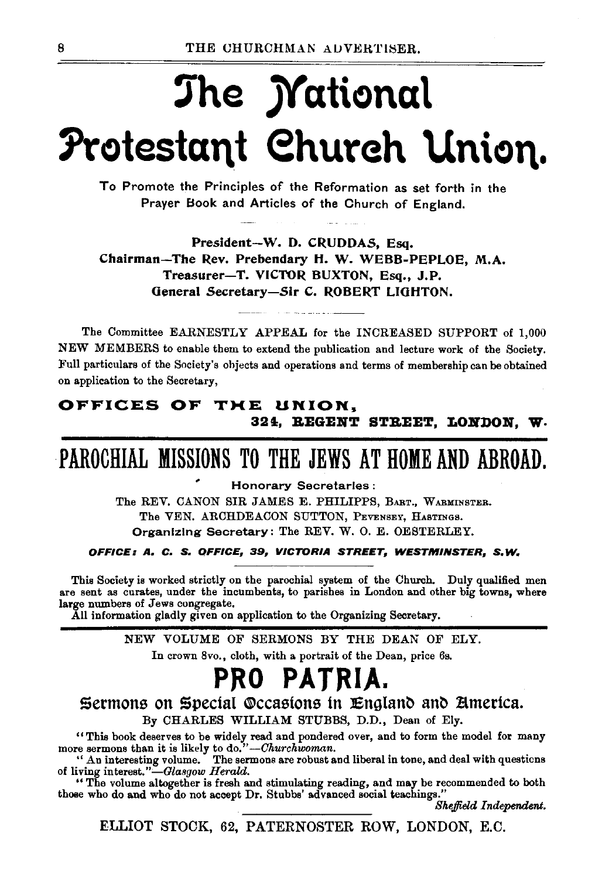# The National Protestant Church Union.

To Promote the Principles of the Reformation as set forth in the Prayer Book and Articles of the Church of England.

**President—W. D. CRUDDAS, Esq.**
**Chairman—The Rev. Prebendary H. W. WEBB-PEPLOE, M.A.**
**Treasurer—T. VICTOR BUXTON, Esq., J.P.**
**General Secretary—Sir C. ROBERT LIGHTON.**

The Committee EARNESTLY APPEAL for the INCREASED SUPPORT of 1,000 NEW MEMBERS to enable them to extend the publication and lecture work of the Society. Full particulars of the Society's objects and operations and terms of membership can be obtained on application to the Secretary,

**OFFICES OF THE UNION,**
**324, REGENT STREET, LONDON, W.**

---

# PAROCHIAL MISSIONS TO THE JEWS AT HOME AND ABROAD.

**Honorary Secretaries:**

The REV. CANON SIR JAMES E. PHILIPPS, BART., WARMINSTER.
The VEN. ARCHDEACON SUTTON, PEVENSEY, HASTINGS.
**Organizing Secretary:** The REV. W. O. E. OESTERLEY.

***OFFICE: A. C. S. OFFICE, 39, VICTORIA STREET, WESTMINSTER, S.W.***

This Society is worked strictly on the parochial system of the Church. Duly qualified men are sent as curates, under the incumbents, to parishes in London and other big towns, where large numbers of Jews congregate.
All information gladly given on application to the Organizing Secretary.

---

NEW VOLUME OF SERMONS BY THE DEAN OF ELY.

In crown 8vo., cloth, with a portrait of the Dean, price 6s.

# PRO PATRIA.

## Sermons on Special Occasions in England and America.

By CHARLES WILLIAM STUBBS, D.D., Dean of Ely.

"This book deserves to be widely read and pondered over, and to form the model for many more sermons than it is likely to do."—*Churchwoman.*

"An interesting volume. The sermons are robust and liberal in tone, and deal with questions of living interest."—*Glasgow Herald.*

"The volume altogether is fresh and stimulating reading, and may be recommended to both those who do and who do not accept Dr. Stubbs' advanced social teachings."
*Sheffield Independent.*

ELLIOT STOCK, 62, PATERNOSTER ROW, LONDON, E.C.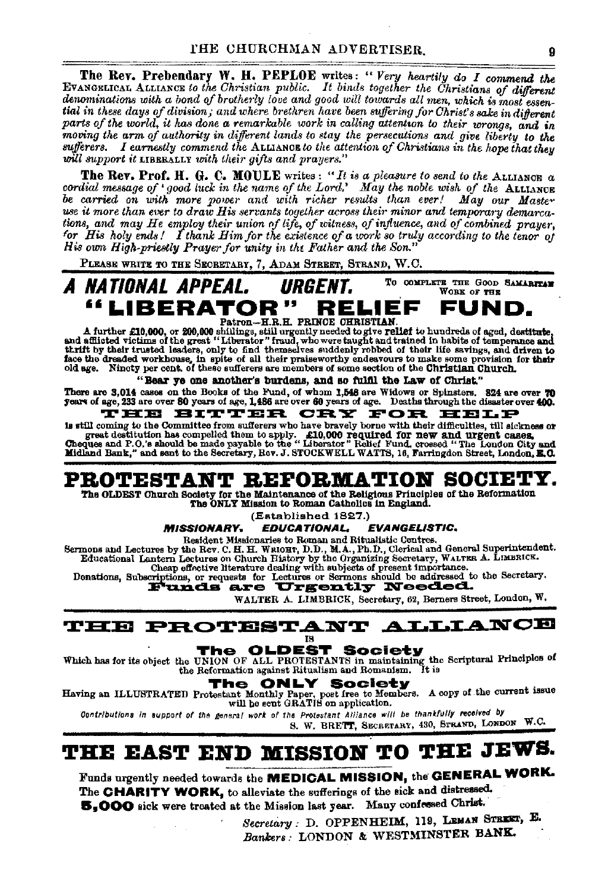**The Rev. Prebendary W. H. PEPLOE** writes: "*Very heartily do I commend the* EVANGELICAL ALLIANCE *to the Christian public. It binds together the Christians of different denominations with a bond of brotherly love and good will towards all men, which is most essential in these days of division; and where brethren have been suffering for Christ's sake in different parts of the world, it has done a remarkable work in calling attention to their wrongs, and in moving the arm of authority in different lands to stay the persecutions and give liberty to the sufferers. I earnestly commend the* ALLIANCE *to the attention of Christians in the hope that they will support it* LIBERALLY *with their gifts and prayers.*"

**The Rev. Prof. H. G. C. MOULE** writes: "*It is a pleasure to send to the* ALLIANCE *a cordial message of 'good luck in the name of the Lord.' May the noble wish of the* ALLIANCE *be carried on with more power and with richer results than ever! May our Master use it more than ever to draw His servants together across their minor and temporary demarcations, and may He employ their union of life, of witness, of influence, and of combined prayer, for His holy ends! I thank Him for the existence of a work so truly according to the tenor of His own High-priestly Prayer for unity in the Father and the Son.*"

PLEASE WRITE TO THE SECRETARY, 7, ADAM STREET, STRAND, W.C.

---

# *A NATIONAL APPEAL. URGENT.* TO COMPLETE THE GOOD SAMARITAN WORK OF THE

# "LIBERATOR" RELIEF FUND.

**Patron—H.R.H. PRINCE CHRISTIAN.**

A further £10,000, or 200,000 shillings, still urgently needed to give **relief** to hundreds of aged, destitute, and afflicted victims of the great "Liberator" fraud, who were taught and trained in habits of temperance and thrift by their trusted leaders, only to find themselves suddenly robbed of their life savings, and driven to face the dreaded workhouse, in spite of all their praiseworthy endeavours to make some provision for their old age. Ninety per cent. of these sufferers are members of some section of the **Christian Church.**

**"Bear ye one another's burdens, and so fulfil the Law of Christ."**

There are 3,014 cases on the Books of the Fund, of whom 1,548 are Widows or Spinsters. 824 are over 70 years of age, 233 are over 80 years of age, 1,486 are over 60 years of age. Deaths through the disaster over 400.

**THE BITTER CRY FOR HELP**

is still coming to the Committee from sufferers who have bravely borne with their difficulties, till sickness or great destitution has compelled them to apply. **£10,000 required for new and urgent cases.** Cheques and P.O.'s should be made payable to the "Liberator" Relief Fund, crossed "The London City and Midland Bank," and sent to the Secretary, Rev. J. STOCKWELL WATTS, 16, Farringdon Street, London, E.C.

---

# PROTESTANT REFORMATION SOCIETY.

**The OLDEST Church Society for the Maintenance of the Religious Principles of the Reformation. The ONLY Mission to Roman Catholics in England.**

(Established 1827.)

***MISSIONARY. EDUCATIONAL. EVANGELISTIC.***

Resident Missionaries to Roman and Ritualistic Centres.
Sermons and Lectures by the Rev. C. H. H. WRIGHT, D.D., M.A., Ph.D., Clerical and General Superintendent.
Educational Lantern Lectures on Church History by the Organizing Secretary, WALTER A. LIMBRICK.
Cheap effective literature dealing with subjects of present importance.
Donations, Subscriptions, or requests for Lectures or Sermons should be addressed to the Secretary.

**Funds are Urgently Needed.**

WALTER A. LIMBRICK, Secretary, 62, Berners Street, London, W.

---

# THE PROTESTANT ALLIANCE

IS

## The OLDEST Society

Which has for its object the UNION OF ALL PROTESTANTS in maintaining the Scriptural Principles of the Reformation against Ritualism and Romanism. It is

## The ONLY Society

Having an ILLUSTRATED Protestant Monthly Paper, post free to Members. A copy of the current issue will be sent GRATIS on application.

*Contributions in support of the general work of the Protestant Alliance will be thankfully received by*
S. W. BRETT, SECRETARY, 430, STRAND, LONDON W.C.

---

# THE EAST END MISSION TO THE JEWS.

Funds urgently needed towards the **MEDICAL MISSION,** the **GENERAL WORK.**
The **CHARITY WORK,** to alleviate the sufferings of the sick and distressed.
**5,000** sick were treated at the Mission last year. Many confessed Christ.

*Secretary:* D. OPPENHEIM, 119, LEMAN STREET, E.
*Bankers:* LONDON & WESTMINSTER BANK.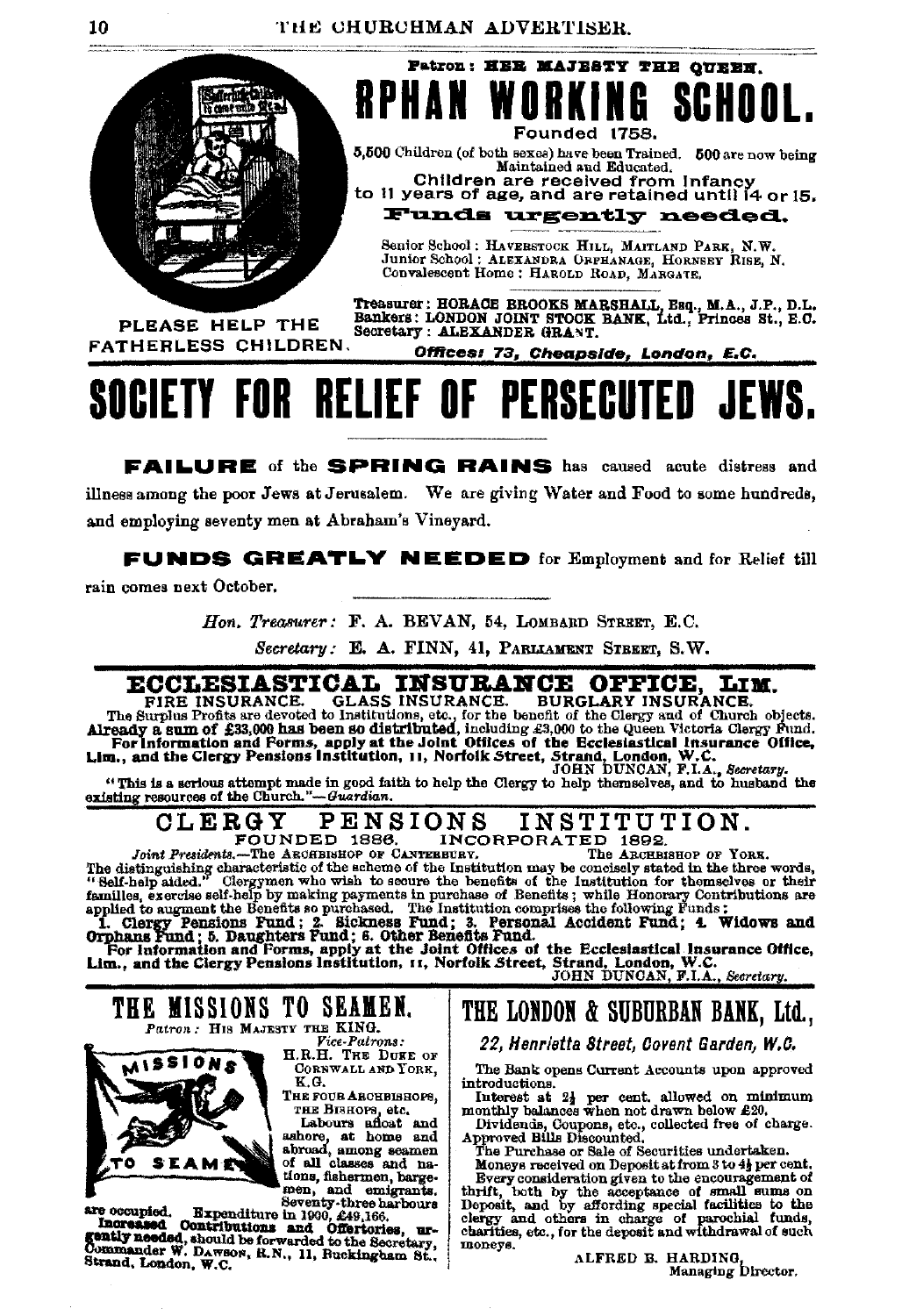Patron: HER MAJESTY THE QUEEN.

# ORPHAN WORKING SCHOOL.

Founded 1758.

5,500 Children (of both sexes) have been Trained. 500 are now being Maintained and Educated.

**Children are received from Infancy to 11 years of age, and are retained until 14 or 15.**

**Funds urgently needed.**

Senior School: HAVERSTOCK HILL, MAITLAND PARK, N.W.
Junior School: ALEXANDRA ORPHANAGE, HORNSEY RISE, N.
Convalescent Home: HAROLD ROAD, MARGATE.

Treasurer: HORACE BROOKS MARSHALL, Esq., M.A., J.P., D.L.
Bankers: LONDON JOINT STOCK BANK, Ltd., Princes St., E.C.
Secretary: ALEXANDER GRANT.

PLEASE HELP THE FATHERLESS CHILDREN.

*Offices: 73, Cheapside, London, E.C.*

# SOCIETY FOR RELIEF OF PERSECUTED JEWS.

**FAILURE** of the **SPRING RAINS** has caused acute distress and illness among the poor Jews at Jerusalem. We are giving Water and Food to some hundreds, and employing seventy men at Abraham's Vineyard.

**FUNDS GREATLY NEEDED** for Employment and for Relief till rain comes next October.

*Hon. Treasurer:* F. A. BEVAN, 54, LOMBARD STREET, E.C.

*Secretary:* E. A. FINN, 41, PARLIAMENT STREET, S.W.

## ECCLESIASTICAL INSURANCE OFFICE, LIM.

FIRE INSURANCE. GLASS INSURANCE. BURGLARY INSURANCE.

The Surplus Profits are devoted to Institutions, etc., for the benefit of the Clergy and of Church objects. **Already a sum of £33,000 has been so distributed**, including £3,000 to the Queen Victoria Clergy Fund. **For Information and Forms, apply at the Joint Offices of the Ecclesiastical Insurance Office, Lim., and the Clergy Pensions Institution, 11, Norfolk Street, Strand, London, W.C.**

JOHN DUNCAN, F.I.A., *Secretary.*

"This is a serious attempt made in good faith to help the Clergy to help themselves, and to husband the existing resources of the Church."—*Guardian.*

## CLERGY PENSIONS INSTITUTION.

FOUNDED 1886. INCORPORATED 1892.

*Joint Presidents.*—The ARCHBISHOP OF CANTERBURY. The ARCHBISHOP OF YORK.

The distinguishing characteristic of the scheme of the Institution may be concisely stated in the three words, "Self-help aided." Clergymen who wish to secure the benefits of the Institution for themselves or their families, exercise self-help by making payments in purchase of Benefits; while Honorary Contributions are applied to augment the Benefits so purchased. The Institution comprises the following Funds:

**1. Clergy Pensions Fund; 2. Sickness Fund; 3. Personal Accident Fund; 4. Widows and Orphans Fund; 5. Daughters Fund; 6. Other Benefits Fund.**

**For Information and Forms, apply at the Joint Offices of the Ecclesiastical Insurance Office, Lim., and the Clergy Pensions Institution, 11, Norfolk Street, Strand, London, W.C.**

JOHN DUNCAN, F.I.A., *Secretary.*

## THE MISSIONS TO SEAMEN.

*Patron:* HIS MAJESTY THE KING.

*Vice-Patrons:*
H.R.H. THE DUKE OF CORNWALL AND YORK, K.G.
THE FOUR ARCHBISHOPS, THE BISHOPS, etc.

Labours afloat and ashore, at home and abroad, among seamen of all classes and nations, fishermen, bargemen, and emigrants. Seventy-three harbours are occupied. Expenditure in 1900, £49,166.

**Increased Contributions and Offertories, urgently needed**, should be forwarded to the Secretary, Commander W. DAWSON, R.N., 11, Buckingham St., Strand, London, W.C.

## THE LONDON & SUBURBAN BANK, Ltd.,

*22, Henrietta Street, Covent Garden, W.C.*

The Bank opens Current Accounts upon approved introductions.

Interest at 2½ per cent. allowed on minimum monthly balances when not drawn below £20.

Dividends, Coupons, etc., collected free of charge.

Approved Bills Discounted.

The Purchase or Sale of Securities undertaken.

Moneys received on Deposit at from 3 to 4½ per cent.

Every consideration given to the encouragement of thrift, both by the acceptance of small sums on Deposit, and by affording special facilities to the clergy and others in charge of parochial funds, charities, etc., for the deposit and withdrawal of such moneys.

ALFRED B. HARDING,
Managing Director.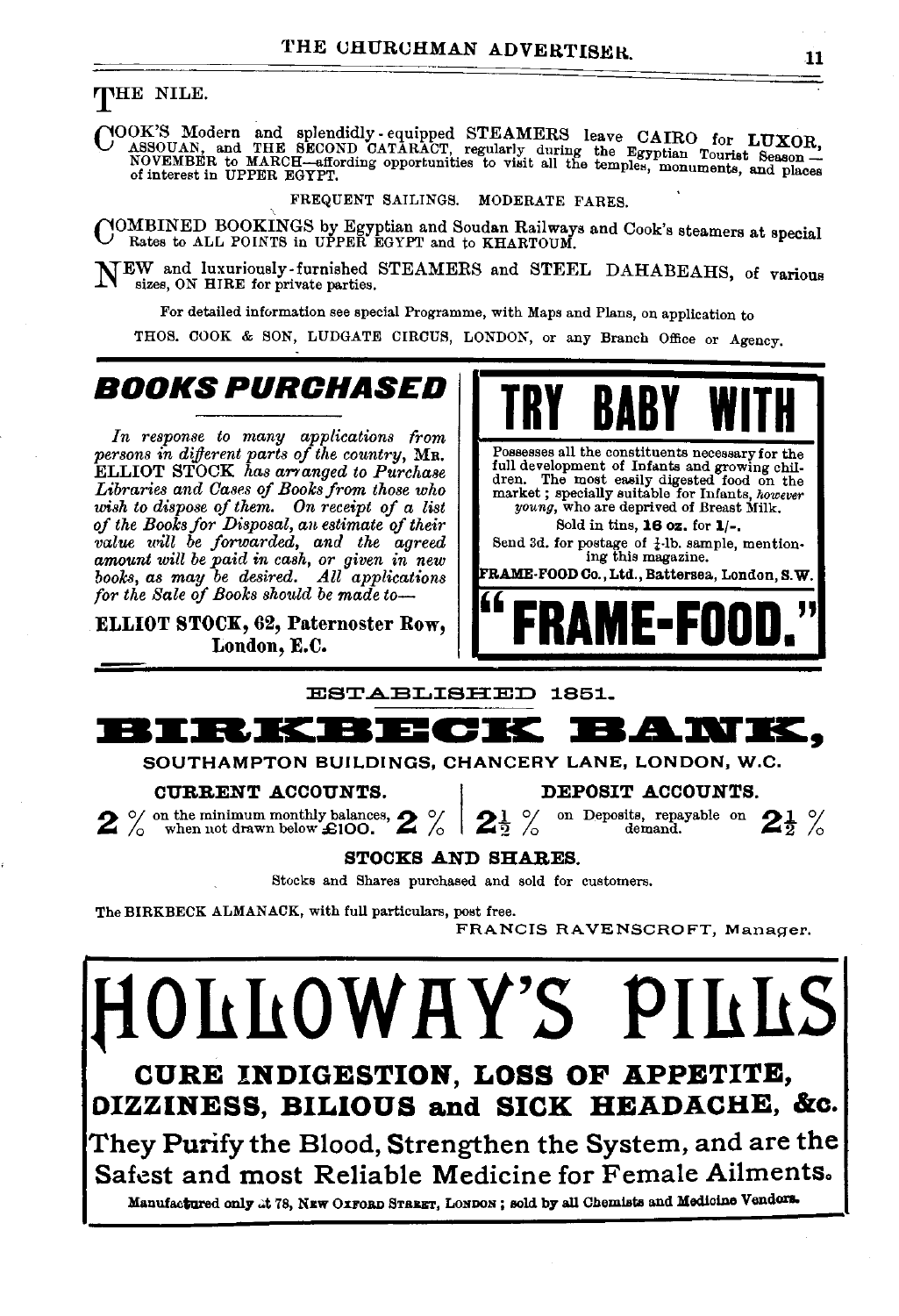## THE NILE.

COOK'S Modern and splendidly-equipped STEAMERS leave CAIRO for LUXOR, ASSOUAN, and THE SECOND CATARACT, regularly during the Egyptian Tourist Season—NOVEMBER to MARCH—affording opportunities to visit all the temples, monuments, and places of interest in UPPER EGYPT.

FREQUENT SAILINGS. MODERATE FARES.

COMBINED BOOKINGS by Egyptian and Soudan Railways and Cook's steamers at special Rates to ALL POINTS in UPPER EGYPT and to KHARTOUM.

NEW and luxuriously-furnished STEAMERS and STEEL DAHABEAHS, of various sizes, ON HIRE for private parties.

For detailed information see special Programme, with Maps and Plans, on application to

THOS. COOK & SON, LUDGATE CIRCUS, LONDON, or any Branch Office or Agency.

---

## *BOOKS PURCHASED*

*In response to many applications from persons in different parts of the country,* MR. ELLIOT STOCK *has arranged to Purchase Libraries and Cases of Books from those who wish to dispose of them. On receipt of a list of the Books for Disposal, an estimate of their value will be forwarded, and the agreed amount will be paid in cash, or given in new books, as may be desired. All applications for the Sale of Books should be made to—*

**ELLIOT STOCK, 62, Paternoster Row, London, E.C.**

---

## TRY BABY WITH

Possesses all the constituents necessary for the full development of Infants and growing children. The most easily digested food on the market; specially suitable for Infants, *however young*, who are deprived of Breast Milk.

Sold in tins, **16 oz.** for **1/-.**

Send 3d. for postage of ½-lb. sample, mentioning this magazine.

**FRAME-FOOD Co., Ltd., Battersea, London, S.W.**

## "FRAME-FOOD."

---

ESTABLISHED 1851.

## BIRKBECK BANK,

SOUTHAMPTON BUILDINGS, CHANCERY LANE, LONDON, W.C.

| CURRENT ACCOUNTS. | DEPOSIT ACCOUNTS. |
|---|---|
| **2 %** on the minimum monthly balances, when not drawn below £100. **2 %** | **2½ %** on Deposits, repayable on demand. **2½ %** |

**STOCKS AND SHARES.**

Stocks and Shares purchased and sold for customers.

The BIRKBECK ALMANACK, with full particulars, post free.

FRANCIS RAVENSCROFT, Manager.

---

# HOLLOWAY'S PILLS

**CURE INDIGESTION, LOSS OF APPETITE, DIZZINESS, BILIOUS and SICK HEADACHE, &c.**

They Purify the Blood, Strengthen the System, and are the Safest and most Reliable Medicine for Female Ailments.

**Manufactured only at 78, NEW OXFORD STREET, LONDON; sold by all Chemists and Medicine Vendors.**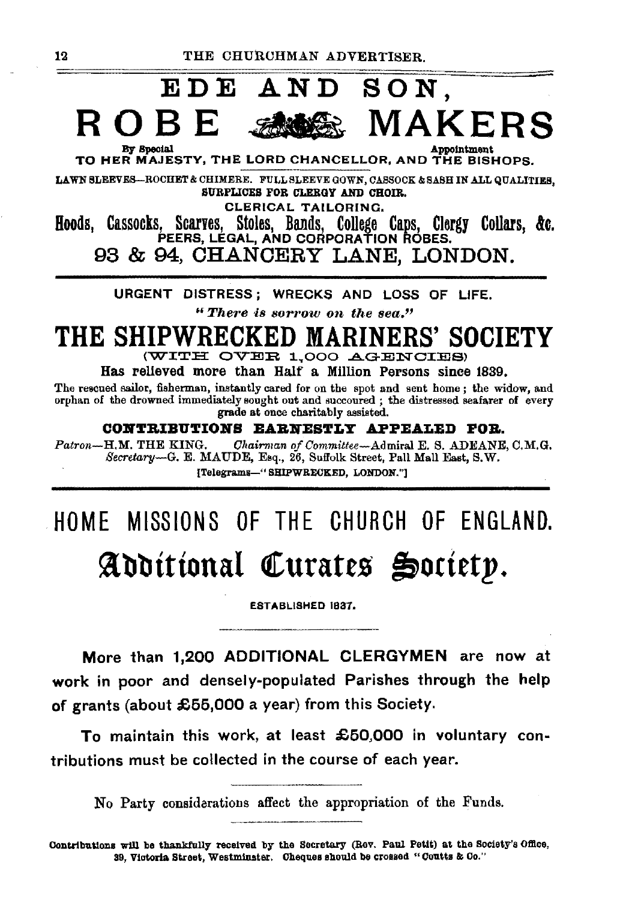# EDE AND SON,

# ROBE MAKERS

By Special Appointment

**TO HER MAJESTY, THE LORD CHANCELLOR, AND THE BISHOPS.**

LAWN SLEEVES—ROCHET & CHIMERE. FULL SLEEVE GOWN, CASSOCK & SASH IN ALL QUALITIES, SURPLICES FOR CLERGY AND CHOIR.

CLERICAL TAILORING.

**Hoods, Cassocks, Scarves, Stoles, Bands, College Caps, Clergy Collars, &c.**

PEERS, LEGAL, AND CORPORATION ROBES.

**93 & 94, CHANCERY LANE, LONDON.**

---

URGENT DISTRESS; WRECKS AND LOSS OF LIFE.

*"There is sorrow on the sea."*

# THE SHIPWRECKED MARINERS' SOCIETY

(WITH OVER 1,000 AGENCIES)

**Has relieved more than Half a Million Persons since 1839.**

The rescued sailor, fisherman, instantly cared for on the spot and sent home; the widow, and orphan of the drowned immediately sought out and succoured; the distressed seafarer of every grade at once charitably assisted.

**CONTRIBUTIONS EARNESTLY APPEALED FOR.**

*Patron*—H.M. THE KING. *Chairman of Committee*—Admiral E. S. ADEANE, C.M.G. *Secretary*—G. E. MAUDE, Esq., 26, Suffolk Street, Pall Mall East, S.W.

[Telegrams—"SHIPWRECKED, LONDON."]

---

# HOME MISSIONS OF THE CHURCH OF ENGLAND.

# Additional Curates Society.

ESTABLISHED 1837.

More than 1,200 **ADDITIONAL CLERGYMEN** are now at work in poor and densely-populated Parishes through the help of grants (about £55,000 a year) from this Society.

To maintain this work, at least £50,000 in voluntary contributions must be collected in the course of each year.

No Party considerations affect the appropriation of the Funds.

Contributions will be thankfully received by the Secretary (Rev. Paul Petit) at the Society's Office, 39, Victoria Street, Westminster. Cheques should be crossed "Coutts & Co."